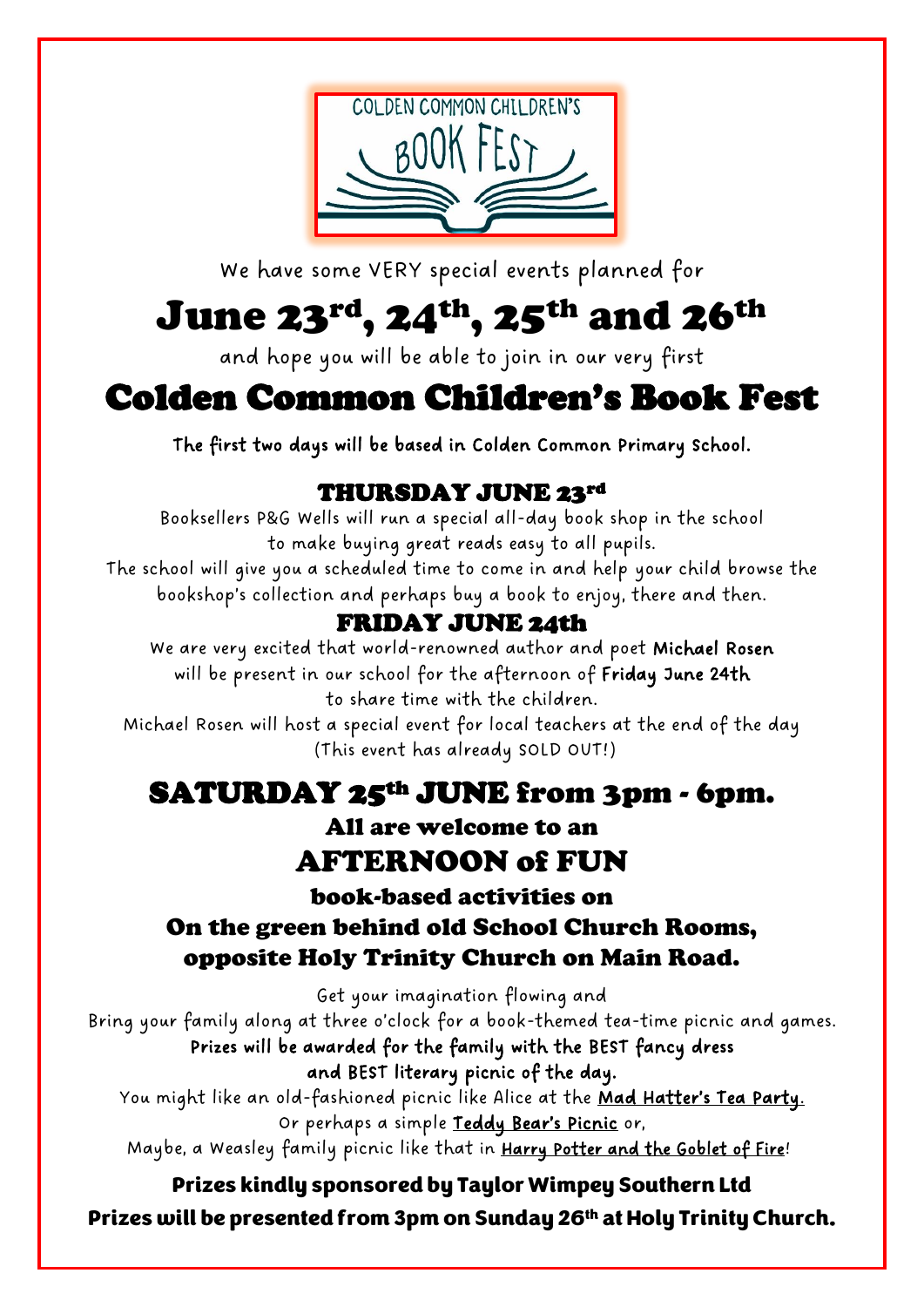COLDEN COMMON CHILDREN'S BOOK FEST

We have some VERY special events planned for

# June 23rd, 24th, 25th and 26th

and hope you will be able to join in our very first

# Colden Common Children's Book Fest

**The first two days will be based in Colden Common Primary School.**

## THURSDAY JUNE 23rd

Booksellers P&G Wells will run a special all-day book shop in the school to make buying great reads easy to all pupils.
The school will give you a scheduled time to come in and help your child browse the bookshop's collection and perhaps buy a book to enjoy, there and then.

## FRIDAY JUNE 24th

We are very excited that world-renowned author and poet **Michael Rosen** will be present in our school for the afternoon of **Friday June 24th** to share time with the children.
Michael Rosen will host a special event for local teachers at the end of the day (This event has already SOLD OUT!)

## SATURDAY 25th JUNE from 3pm - 6pm.

### All are welcome to an

## AFTERNOON of FUN

### book-based activities on

### On the green behind old School Church Rooms, opposite Holy Trinity Church on Main Road.

Get your imagination flowing and
Bring your family along at three o'clock for a book-themed tea-time picnic and games.
**Prizes will be awarded for the family with the BEST fancy dress and BEST literary picnic of the day.**
You might like an old-fashioned picnic like Alice at the Mad Hatter's Tea Party.
Or perhaps a simple Teddy Bear's Picnic or,
Maybe, a Weasley family picnic like that in Harry Potter and the Goblet of Fire!

**Prizes kindly sponsored by Taylor Wimpey Southern Ltd**
**Prizes will be presented from 3pm on Sunday 26th at Holy Trinity Church.**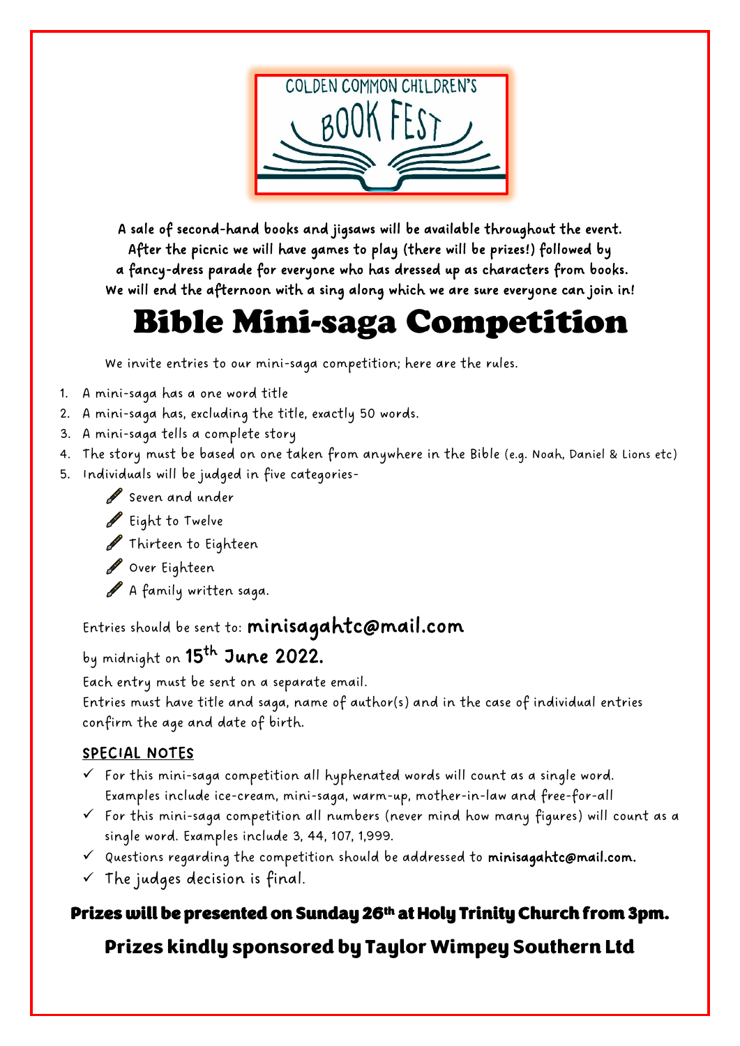COLDEN COMMON CHILDREN'S BOOK FEST

**A sale of second-hand books and jigsaws will be available throughout the event. After the picnic we will have games to play (there will be prizes!) followed by a fancy-dress parade for everyone who has dressed up as characters from books. We will end the afternoon with a sing along which we are sure everyone can join in!**

# Bible Mini-saga Competition

We invite entries to our mini-saga competition; here are the rules.

1. A mini-saga has a one word title
2. A mini-saga has, excluding the title, exactly 50 words.
3. A mini-saga tells a complete story
4. The story must be based on one taken from anywhere in the Bible (e.g. Noah, Daniel & Lions etc)
5. Individuals will be judged in five categories-
   - Seven and under
   - Eight to Twelve
   - Thirteen to Eighteen
   - Over Eighteen
   - A family written saga.

Entries should be sent to: **minisagahtc@mail.com**

by midnight on **15th June 2022.**

Each entry must be sent on a separate email.
Entries must have title and saga, name of author(s) and in the case of individual entries confirm the age and date of birth.

## SPECIAL NOTES

- ✓ For this mini-saga competition all hyphenated words will count as a single word. Examples include ice-cream, mini-saga, warm-up, mother-in-law and free-for-all
- ✓ For this mini-saga competition all numbers (never mind how many figures) will count as a single word. Examples include 3, 44, 107, 1,999.
- ✓ Questions regarding the competition should be addressed to **minisagahtc@mail.com.**
- ✓ The judges decision is final.

**Prizes will be presented on Sunday 26th at Holy Trinity Church from 3pm.**

**Prizes kindly sponsored by Taylor Wimpey Southern Ltd**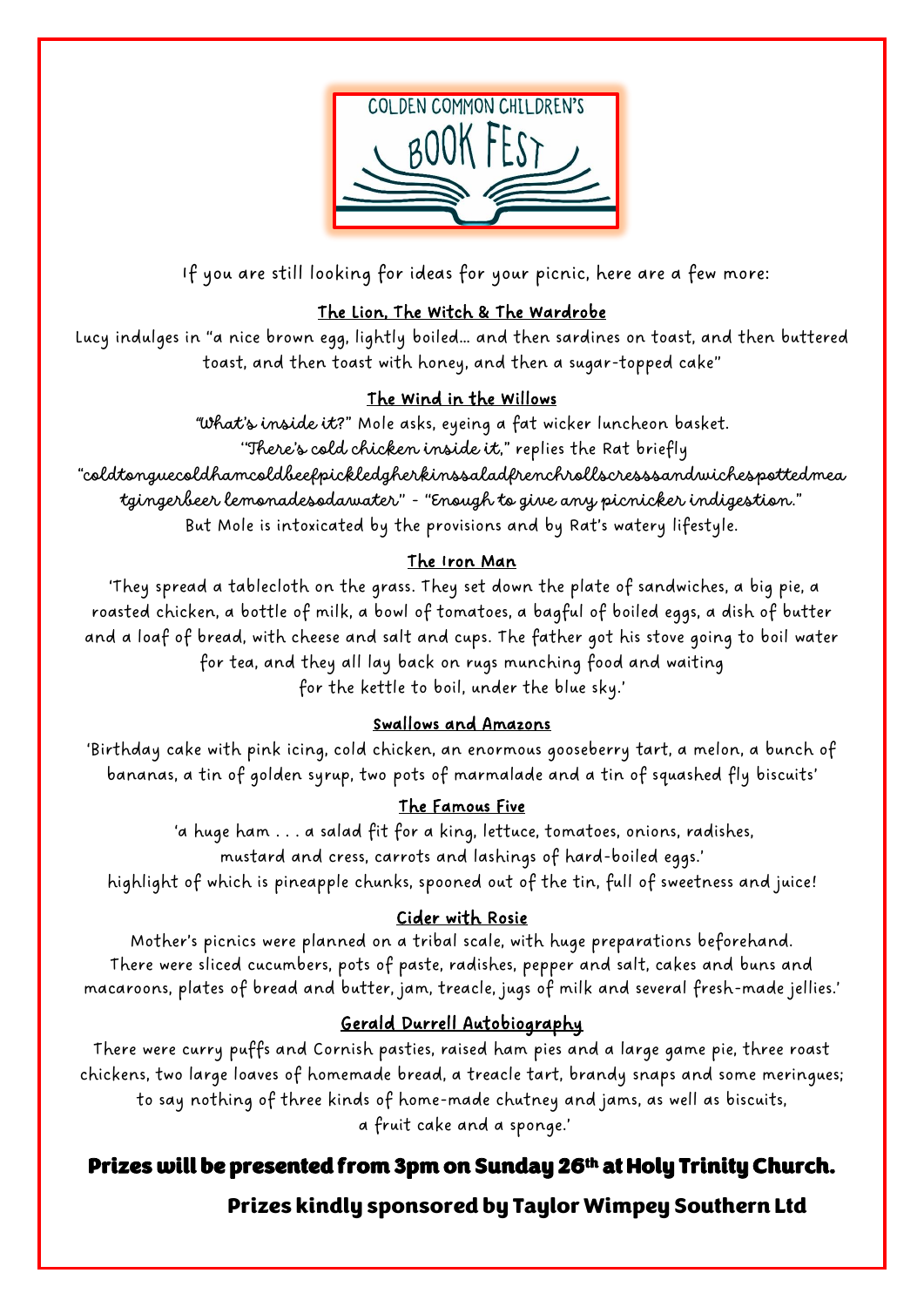COLDEN COMMON CHILDREN'S BOOK FEST

If you are still looking for ideas for your picnic, here are a few more:

**The Lion, The Witch & The Wardrobe**

Lucy indulges in "a nice brown egg, lightly boiled… and then sardines on toast, and then buttered toast, and then toast with honey, and then a sugar-topped cake"

**The Wind in the Willows**

"What's inside it?" Mole asks, eyeing a fat wicker luncheon basket.
"There's cold chicken inside it," replies the Rat briefly
"coldtonguecoldhamcoldbeefpickledgherkinssaladfrenchrollscresssandwichespottedmeatgingerbeer lemonadesodawater" - "Enough to give any picnicker indigestion."
But Mole is intoxicated by the provisions and by Rat's watery lifestyle.

**The Iron Man**

'They spread a tablecloth on the grass. They set down the plate of sandwiches, a big pie, a roasted chicken, a bottle of milk, a bowl of tomatoes, a bagful of boiled eggs, a dish of butter and a loaf of bread, with cheese and salt and cups. The father got his stove going to boil water for tea, and they all lay back on rugs munching food and waiting for the kettle to boil, under the blue sky.'

**Swallows and Amazons**

'Birthday cake with pink icing, cold chicken, an enormous gooseberry tart, a melon, a bunch of bananas, a tin of golden syrup, two pots of marmalade and a tin of squashed fly biscuits'

**The Famous Five**

'a huge ham . . . a salad fit for a king, lettuce, tomatoes, onions, radishes, mustard and cress, carrots and lashings of hard-boiled eggs.'
highlight of which is pineapple chunks, spooned out of the tin, full of sweetness and juice!

**Cider with Rosie**

Mother's picnics were planned on a tribal scale, with huge preparations beforehand. There were sliced cucumbers, pots of paste, radishes, pepper and salt, cakes and buns and macaroons, plates of bread and butter, jam, treacle, jugs of milk and several fresh-made jellies.'

**Gerald Durrell Autobiography**

There were curry puffs and Cornish pasties, raised ham pies and a large game pie, three roast chickens, two large loaves of homemade bread, a treacle tart, brandy snaps and some meringues; to say nothing of three kinds of home-made chutney and jams, as well as biscuits, a fruit cake and a sponge.'

**Prizes will be presented from 3pm on Sunday 26th at Holy Trinity Church.**

**Prizes kindly sponsored by Taylor Wimpey Southern Ltd**